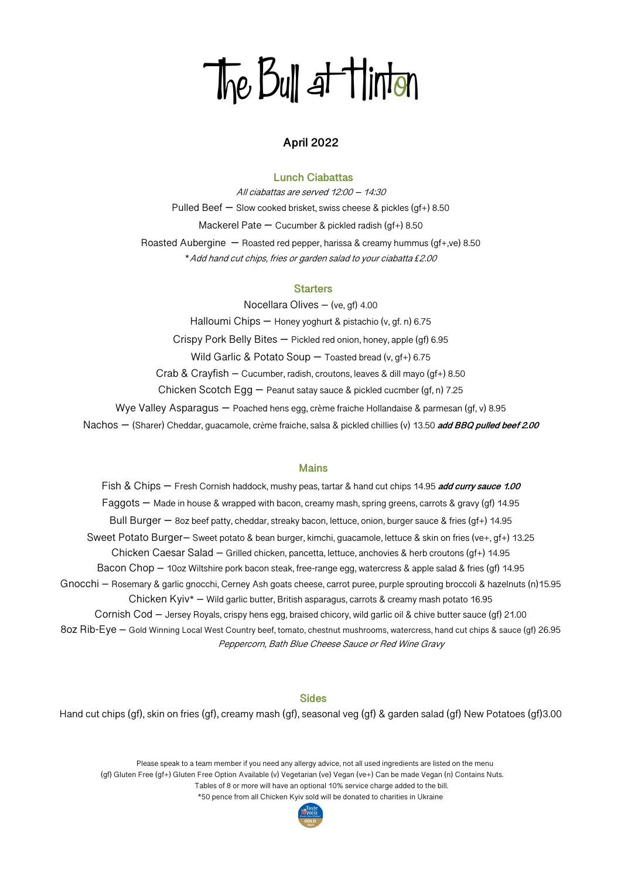# The Bull at Hinton

## April 2022

### Lunch Ciabattas

*All ciabattas are served 12:00 – 14:30*

Pulled Beef – Slow cooked brisket, swiss cheese & pickles (gf+) 8.50

Mackerel Pate – Cucumber & pickled radish (gf+) 8.50

Roasted Aubergine – Roasted red pepper, harissa & creamy hummus (gf+,ve) 8.50

*\*Add hand cut chips, fries or garden salad to your ciabatta £2.00*

### Starters

Nocellara Olives – (ve, gf) 4.00

Halloumi Chips – Honey yoghurt & pistachio (v, gf. n) 6.75

Crispy Pork Belly Bites – Pickled red onion, honey, apple (gf) 6.95

Wild Garlic & Potato Soup – Toasted bread (v, gf+) 6.75

Crab & Crayfish – Cucumber, radish, croutons, leaves & dill mayo (gf+) 8.50

Chicken Scotch Egg – Peanut satay sauce & pickled cucmber (gf, n) 7.25

Wye Valley Asparagus – Poached hens egg, crème fraiche Hollandaise & parmesan (gf, v) 8.95

Nachos – (Sharer) Cheddar, guacamole, crème fraiche, salsa & pickled chillies (v) 13.50 ***add BBQ pulled beef 2.00***

### Mains

Fish & Chips – Fresh Cornish haddock, mushy peas, tartar & hand cut chips 14.95 ***add curry sauce 1.00***

Faggots – Made in house & wrapped with bacon, creamy mash, spring greens, carrots & gravy (gf) 14.95

Bull Burger – 8oz beef patty, cheddar, streaky bacon, lettuce, onion, burger sauce & fries (gf+) 14.95

Sweet Potato Burger– Sweet potato & bean burger, kimchi, guacamole, lettuce & skin on fries (ve+, gf+) 13.25

Chicken Caesar Salad – Grilled chicken, pancetta, lettuce, anchovies & herb croutons (gf+) 14.95

Bacon Chop – 10oz Wiltshire pork bacon steak, free-range egg, watercress & apple salad & fries (gf) 14.95

Gnocchi – Rosemary & garlic gnocchi, Cerney Ash goats cheese, carrot puree, purple sprouting broccoli & hazelnuts (n)15.95

Chicken Kyiv\* – Wild garlic butter, British asparagus, carrots & creamy mash potato 16.95

Cornish Cod – Jersey Royals, crispy hens egg, braised chicory, wild garlic oil & chive butter sauce (gf) 21.00

8oz Rib-Eye – Gold Winning Local West Country beef, tomato, chestnut mushrooms, watercress, hand cut chips & sauce (gf) 26.95

*Peppercorn, Bath Blue Cheese Sauce or Red Wine Gravy*

### Sides

Hand cut chips (gf), skin on fries (gf), creamy mash (gf), seasonal veg (gf) & garden salad (gf) New Potatoes (gf)3.00

Please speak to a team member if you need any allergy advice, not all used ingredients are listed on the menu

(gf) Gluten Free (gf+) Gluten Free Option Available (v) Vegetarian (ve) Vegan (ve+) Can be made Vegan (n) Contains Nuts.

Tables of 8 or more will have an optional 10% service charge added to the bill.

\*50 pence from all Chicken Kyiv sold will be donated to charities in Ukraine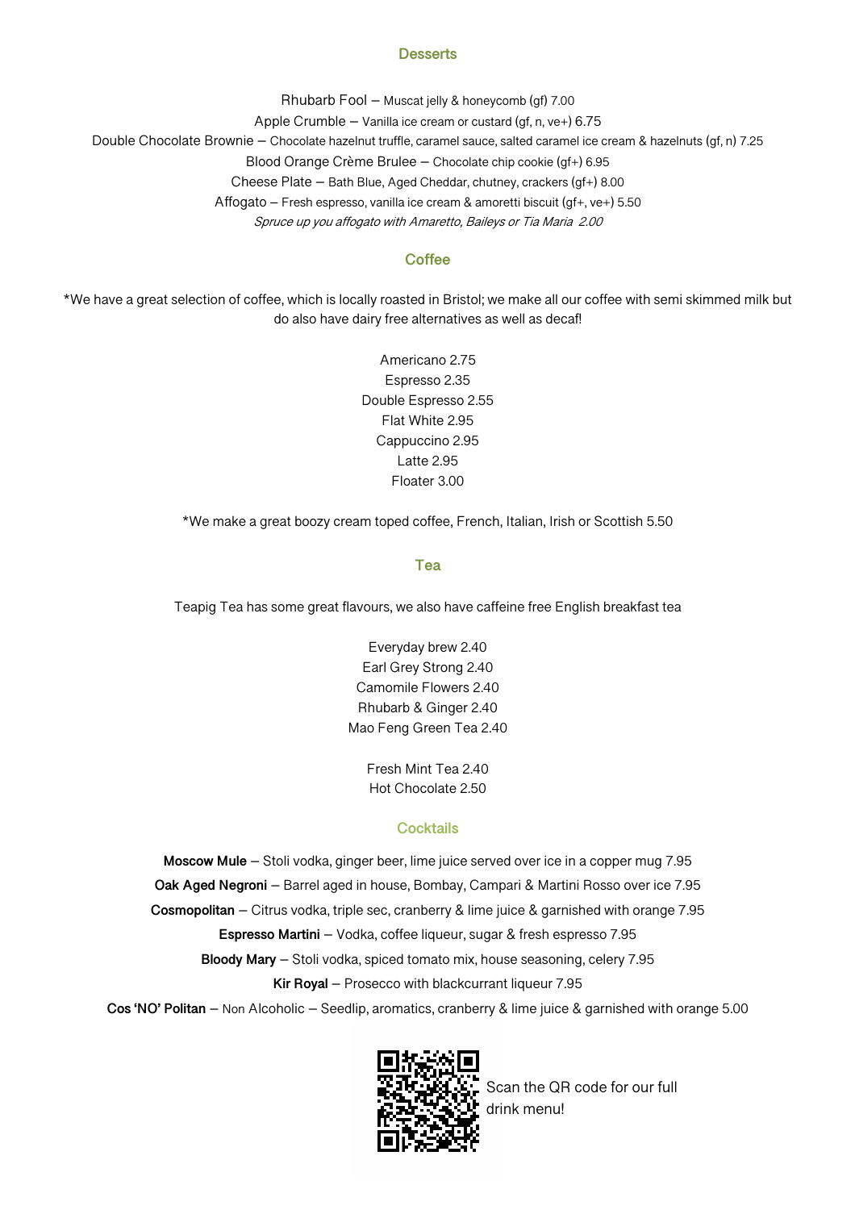## Desserts

Rhubarb Fool – Muscat jelly & honeycomb (gf) 7.00

Apple Crumble – Vanilla ice cream or custard (gf, n, ve+) 6.75

Double Chocolate Brownie – Chocolate hazelnut truffle, caramel sauce, salted caramel ice cream & hazelnuts (gf, n) 7.25

Blood Orange Crème Brulee – Chocolate chip cookie (gf+) 6.95

Cheese Plate – Bath Blue, Aged Cheddar, chutney, crackers (gf+) 8.00

Affogato – Fresh espresso, vanilla ice cream & amoretti biscuit (gf+, ve+) 5.50

*Spruce up you affogato with Amaretto, Baileys or Tia Maria 2.00*

## Coffee

*We have a great selection of coffee, which is locally roasted in Bristol; we make all our coffee with semi skimmed milk but do also have dairy free alternatives as well as decaf!

Americano 2.75

Espresso 2.35

Double Espresso 2.55

Flat White 2.95

Cappuccino 2.95

Latte 2.95

Floater 3.00

*We make a great boozy cream toped coffee, French, Italian, Irish or Scottish 5.50

## Tea

Teapig Tea has some great flavours, we also have caffeine free English breakfast tea

Everyday brew 2.40

Earl Grey Strong 2.40

Camomile Flowers 2.40

Rhubarb & Ginger 2.40

Mao Feng Green Tea 2.40

Fresh Mint Tea 2.40

Hot Chocolate 2.50

## Cocktails

**Moscow Mule** – Stoli vodka, ginger beer, lime juice served over ice in a copper mug 7.95

**Oak Aged Negroni** – Barrel aged in house, Bombay, Campari & Martini Rosso over ice 7.95

**Cosmopolitan** – Citrus vodka, triple sec, cranberry & lime juice & garnished with orange 7.95

**Espresso Martini** – Vodka, coffee liqueur, sugar & fresh espresso 7.95

**Bloody Mary** – Stoli vodka, spiced tomato mix, house seasoning, celery 7.95

**Kir Royal** – Prosecco with blackcurrant liqueur 7.95

**Cos 'NO' Politan** – Non Alcoholic – Seedlip, aromatics, cranberry & lime juice & garnished with orange 5.00

Scan the QR code for our full drink menu!